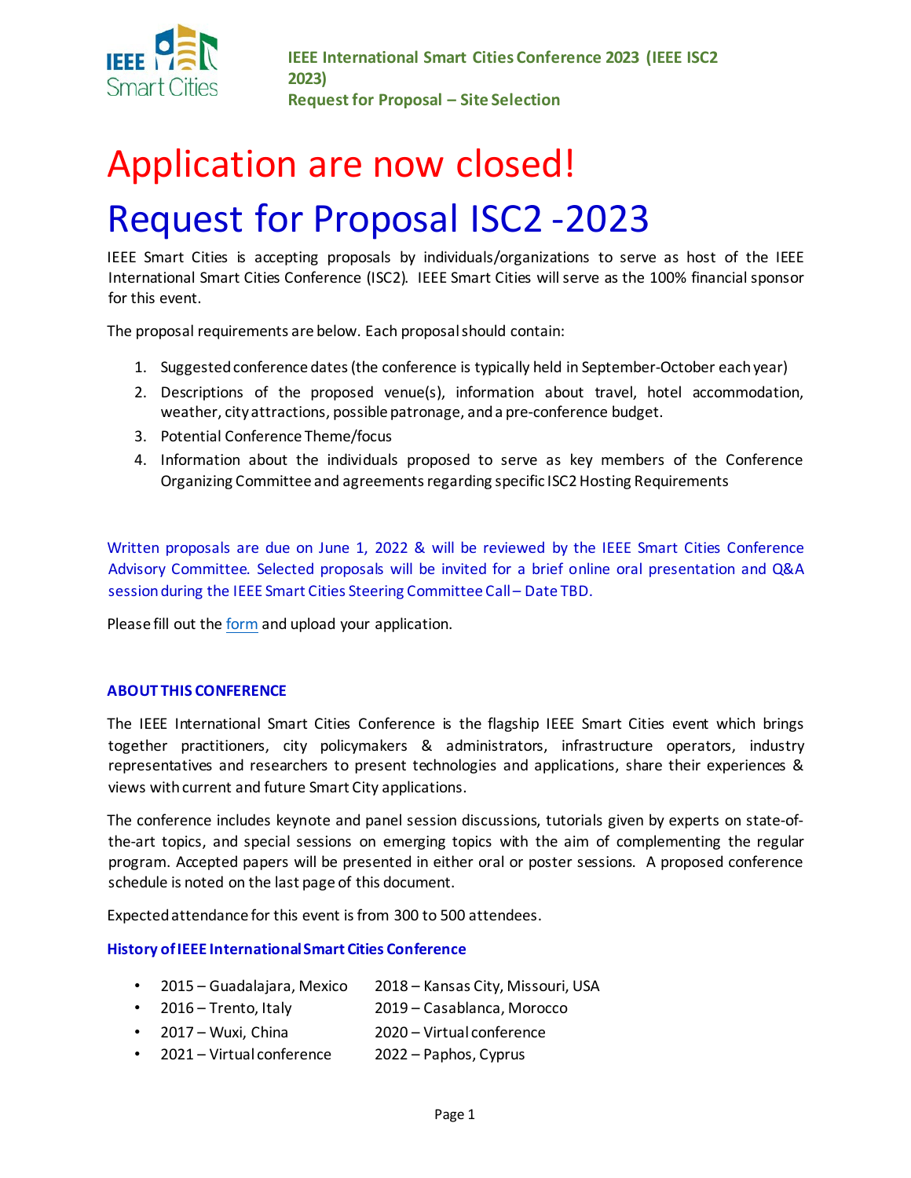IEEE International Smart Cities Conference 2023 (IEEE ISC2 2023)
Request for Proposal – Site Selection

# Application are now closed!

# Request for Proposal ISC2 -2023

IEEE Smart Cities is accepting proposals by individuals/organizations to serve as host of the IEEE International Smart Cities Conference (ISC2). IEEE Smart Cities will serve as the 100% financial sponsor for this event.

The proposal requirements are below. Each proposal should contain:

1. Suggested conference dates (the conference is typically held in September-October each year)
2. Descriptions of the proposed venue(s), information about travel, hotel accommodation, weather, city attractions, possible patronage, and a pre-conference budget.
3. Potential Conference Theme/focus
4. Information about the individuals proposed to serve as key members of the Conference Organizing Committee and agreements regarding specific ISC2 Hosting Requirements

Written proposals are due on June 1, 2022 & will be reviewed by the IEEE Smart Cities Conference Advisory Committee. Selected proposals will be invited for a brief online oral presentation and Q&A session during the IEEE Smart Cities Steering Committee Call – Date TBD.

Please fill out the form and upload your application.

### ABOUT THIS CONFERENCE

The IEEE International Smart Cities Conference is the flagship IEEE Smart Cities event which brings together practitioners, city policymakers & administrators, infrastructure operators, industry representatives and researchers to present technologies and applications, share their experiences & views with current and future Smart City applications.

The conference includes keynote and panel session discussions, tutorials given by experts on state-of-the-art topics, and special sessions on emerging topics with the aim of complementing the regular program. Accepted papers will be presented in either oral or poster sessions. A proposed conference schedule is noted on the last page of this document.

Expected attendance for this event is from 300 to 500 attendees.

### History of IEEE International Smart Cities Conference

- 2015 – Guadalajara, Mexico
- 2016 – Trento, Italy
- 2017 – Wuxi, China
- 2018 – Kansas City, Missouri, USA
- 2019 – Casablanca, Morocco
- 2020 – Virtual conference
- 2021 – Virtual conference
- 2022 – Paphos, Cyprus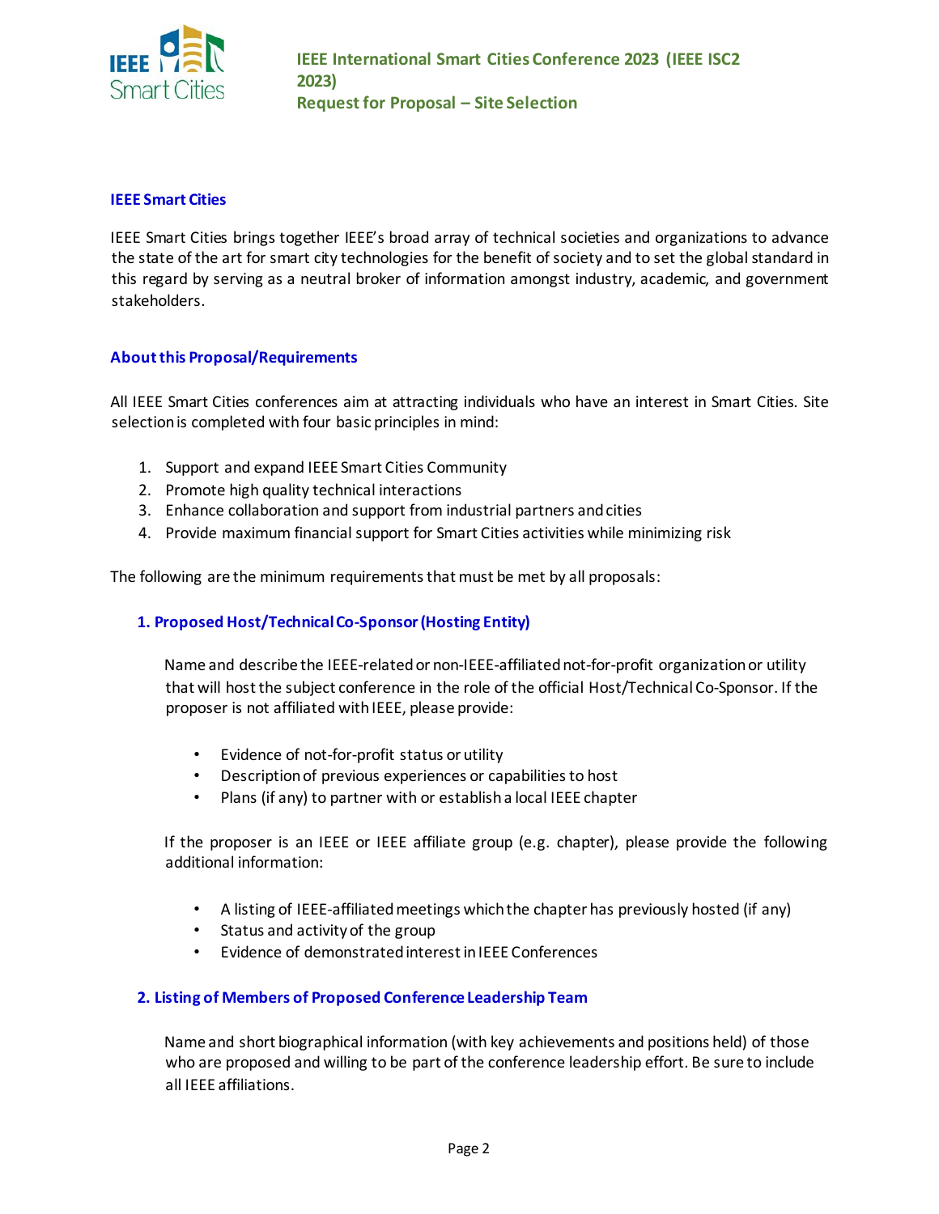## IEEE Smart Cities

IEEE Smart Cities brings together IEEE's broad array of technical societies and organizations to advance the state of the art for smart city technologies for the benefit of society and to set the global standard in this regard by serving as a neutral broker of information amongst industry, academic, and government stakeholders.

## About this Proposal/Requirements

All IEEE Smart Cities conferences aim at attracting individuals who have an interest in Smart Cities. Site selection is completed with four basic principles in mind:

1. Support and expand IEEE Smart Cities Community
2. Promote high quality technical interactions
3. Enhance collaboration and support from industrial partners and cities
4. Provide maximum financial support for Smart Cities activities while minimizing risk

The following are the minimum requirements that must be met by all proposals:

### 1. Proposed Host/Technical Co-Sponsor (Hosting Entity)

Name and describe the IEEE-related or non-IEEE-affiliated not-for-profit organization or utility that will host the subject conference in the role of the official Host/Technical Co-Sponsor. If the proposer is not affiliated with IEEE, please provide:

- Evidence of not-for-profit status or utility
- Description of previous experiences or capabilities to host
- Plans (if any) to partner with or establish a local IEEE chapter

If the proposer is an IEEE or IEEE affiliate group (e.g. chapter), please provide the following additional information:

- A listing of IEEE-affiliated meetings which the chapter has previously hosted (if any)
- Status and activity of the group
- Evidence of demonstrated interest in IEEE Conferences

### 2. Listing of Members of Proposed Conference Leadership Team

Name and short biographical information (with key achievements and positions held) of those who are proposed and willing to be part of the conference leadership effort. Be sure to include all IEEE affiliations.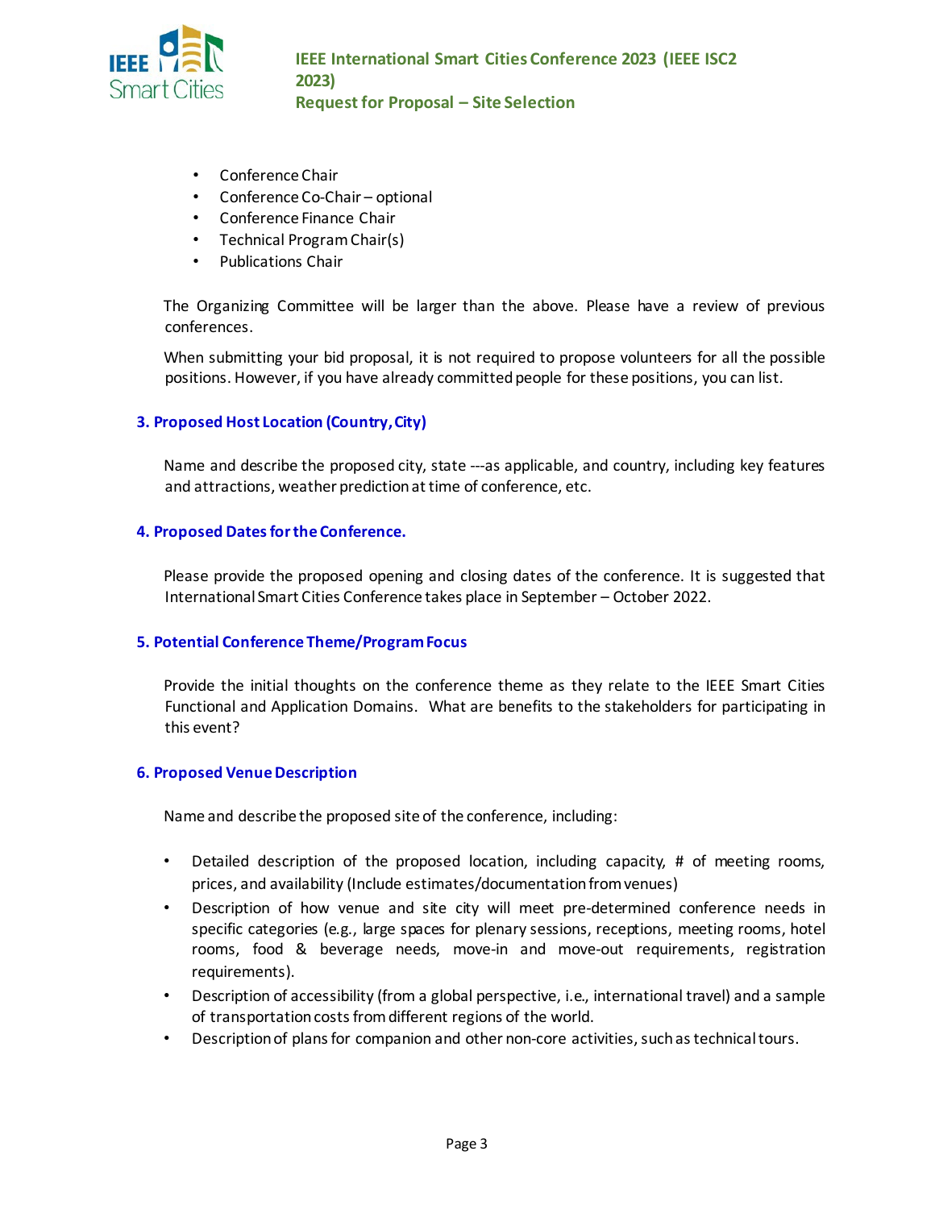- Conference Chair
- Conference Co-Chair – optional
- Conference Finance Chair
- Technical Program Chair(s)
- Publications Chair

The Organizing Committee will be larger than the above. Please have a review of previous conferences.

When submitting your bid proposal, it is not required to propose volunteers for all the possible positions. However, if you have already committed people for these positions, you can list.

### 3. Proposed Host Location (Country, City)

Name and describe the proposed city, state ---as applicable, and country, including key features and attractions, weather prediction at time of conference, etc.

### 4. Proposed Dates for the Conference.

Please provide the proposed opening and closing dates of the conference. It is suggested that International Smart Cities Conference takes place in September – October 2022.

### 5. Potential Conference Theme/Program Focus

Provide the initial thoughts on the conference theme as they relate to the IEEE Smart Cities Functional and Application Domains. What are benefits to the stakeholders for participating in this event?

### 6. Proposed Venue Description

Name and describe the proposed site of the conference, including:

- Detailed description of the proposed location, including capacity, # of meeting rooms, prices, and availability (Include estimates/documentation from venues)
- Description of how venue and site city will meet pre-determined conference needs in specific categories (e.g., large spaces for plenary sessions, receptions, meeting rooms, hotel rooms, food & beverage needs, move-in and move-out requirements, registration requirements).
- Description of accessibility (from a global perspective, i.e., international travel) and a sample of transportation costs from different regions of the world.
- Description of plans for companion and other non-core activities, such as technical tours.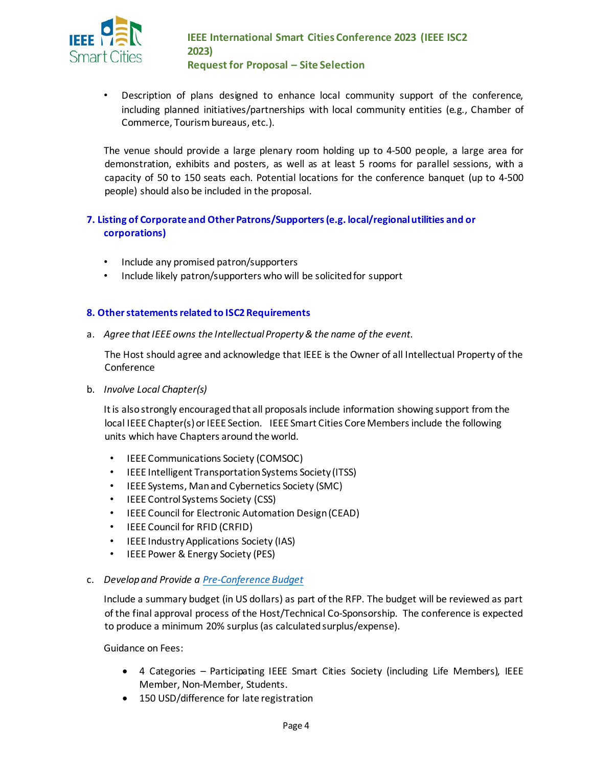- Description of plans designed to enhance local community support of the conference, including planned initiatives/partnerships with local community entities (e.g., Chamber of Commerce, Tourism bureaus, etc.).

The venue should provide a large plenary room holding up to 4-500 people, a large area for demonstration, exhibits and posters, as well as at least 5 rooms for parallel sessions, with a capacity of 50 to 150 seats each. Potential locations for the conference banquet (up to 4-500 people) should also be included in the proposal.

## 7. Listing of Corporate and Other Patrons/Supporters (e.g. local/regional utilities and or corporations)

- Include any promised patron/supporters
- Include likely patron/supporters who will be solicited for support

## 8. Other statements related to ISC2 Requirements

a. *Agree that IEEE owns the Intellectual Property & the name of the event.*

The Host should agree and acknowledge that IEEE is the Owner of all Intellectual Property of the Conference

b. *Involve Local Chapter(s)*

It is also strongly encouraged that all proposals include information showing support from the local IEEE Chapter(s) or IEEE Section. IEEE Smart Cities Core Members include the following units which have Chapters around the world.

- IEEE Communications Society (COMSOC)
- IEEE Intelligent Transportation Systems Society (ITSS)
- IEEE Systems, Man and Cybernetics Society (SMC)
- IEEE Control Systems Society (CSS)
- IEEE Council for Electronic Automation Design (CEAD)
- IEEE Council for RFID (CRFID)
- IEEE Industry Applications Society (IAS)
- IEEE Power & Energy Society (PES)

c. *Develop and Provide a Pre-Conference Budget*

Include a summary budget (in US dollars) as part of the RFP. The budget will be reviewed as part of the final approval process of the Host/Technical Co-Sponsorship. The conference is expected to produce a minimum 20% surplus (as calculated surplus/expense).

Guidance on Fees:

- 4 Categories – Participating IEEE Smart Cities Society (including Life Members), IEEE Member, Non-Member, Students.
- 150 USD/difference for late registration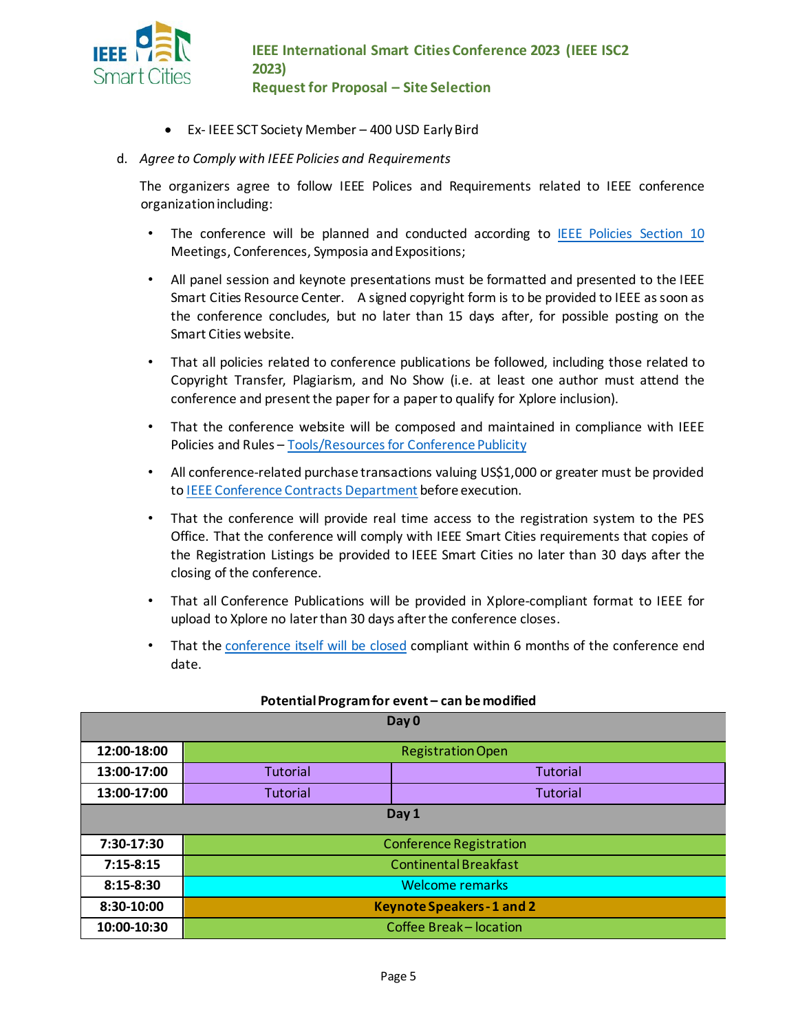- Ex- IEEE SCT Society Member – 400 USD Early Bird

d. *Agree to Comply with IEEE Policies and Requirements*

The organizers agree to follow IEEE Polices and Requirements related to IEEE conference organization including:

- The conference will be planned and conducted according to IEEE Policies Section 10 Meetings, Conferences, Symposia and Expositions;
- All panel session and keynote presentations must be formatted and presented to the IEEE Smart Cities Resource Center. A signed copyright form is to be provided to IEEE as soon as the conference concludes, but no later than 15 days after, for possible posting on the Smart Cities website.
- That all policies related to conference publications be followed, including those related to Copyright Transfer, Plagiarism, and No Show (i.e. at least one author must attend the conference and present the paper for a paper to qualify for Xplore inclusion).
- That the conference website will be composed and maintained in compliance with IEEE Policies and Rules – Tools/Resources for Conference Publicity
- All conference-related purchase transactions valuing US$1,000 or greater must be provided to IEEE Conference Contracts Department before execution.
- That the conference will provide real time access to the registration system to the PES Office. That the conference will comply with IEEE Smart Cities requirements that copies of the Registration Listings be provided to IEEE Smart Cities no later than 30 days after the closing of the conference.
- That all Conference Publications will be provided in Xplore-compliant format to IEEE for upload to Xplore no later than 30 days after the conference closes.
- That the conference itself will be closed compliant within 6 months of the conference end date.

**Potential Program for event – can be modified**

| | | |
|---|---|---|
| | **Day 0** | |
| **12:00-18:00** | Registration Open | |
| **13:00-17:00** | Tutorial | Tutorial |
| **13:00-17:00** | Tutorial | Tutorial |
| | **Day 1** | |
| **7:30-17:30** | Conference Registration | |
| **7:15-8:15** | Continental Breakfast | |
| **8:15-8:30** | Welcome remarks | |
| **8:30-10:00** | **Keynote Speakers - 1 and 2** | |
| **10:00-10:30** | Coffee Break – location | |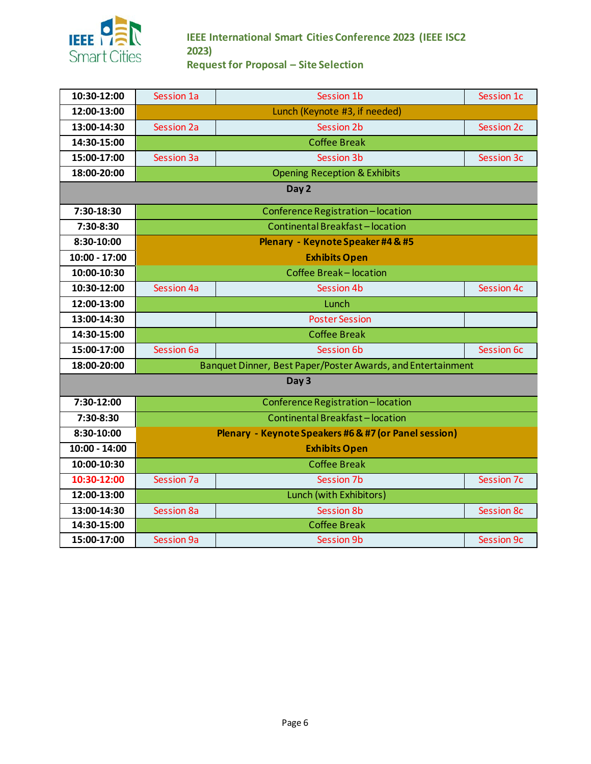| | | | |
|---|---|---|---|
| 10:30-12:00 | Session 1a | Session 1b | Session 1c |
| 12:00-13:00 | Lunch (Keynote #3, if needed) | | |
| 13:00-14:30 | Session 2a | Session 2b | Session 2c |
| 14:30-15:00 | Coffee Break | | |
| 15:00-17:00 | Session 3a | Session 3b | Session 3c |
| 18:00-20:00 | Opening Reception & Exhibits | | |
| **Day 2** | | | |
| 7:30-18:30 | Conference Registration – location | | |
| 7:30-8:30 | Continental Breakfast – location | | |
| 8:30-10:00 | **Plenary - Keynote Speaker #4 & #5** | | |
| 10:00 - 17:00 | **Exhibits Open** | | |
| 10:00-10:30 | Coffee Break – location | | |
| 10:30-12:00 | Session 4a | Session 4b | Session 4c |
| 12:00-13:00 | Lunch | | |
| 13:00-14:30 | | Poster Session | |
| 14:30-15:00 | Coffee Break | | |
| 15:00-17:00 | Session 6a | Session 6b | Session 6c |
| 18:00-20:00 | Banquet Dinner, Best Paper/Poster Awards, and Entertainment | | |
| **Day 3** | | | |
| 7:30-12:00 | Conference Registration – location | | |
| 7:30-8:30 | Continental Breakfast – location | | |
| 8:30-10:00 | **Plenary - Keynote Speakers #6 & #7 (or Panel session)** | | |
| 10:00 - 14:00 | **Exhibits Open** | | |
| 10:00-10:30 | Coffee Break | | |
| 10:30-12:00 | Session 7a | Session 7b | Session 7c |
| 12:00-13:00 | Lunch (with Exhibitors) | | |
| 13:00-14:30 | Session 8a | Session 8b | Session 8c |
| 14:30-15:00 | Coffee Break | | |
| 15:00-17:00 | Session 9a | Session 9b | Session 9c |